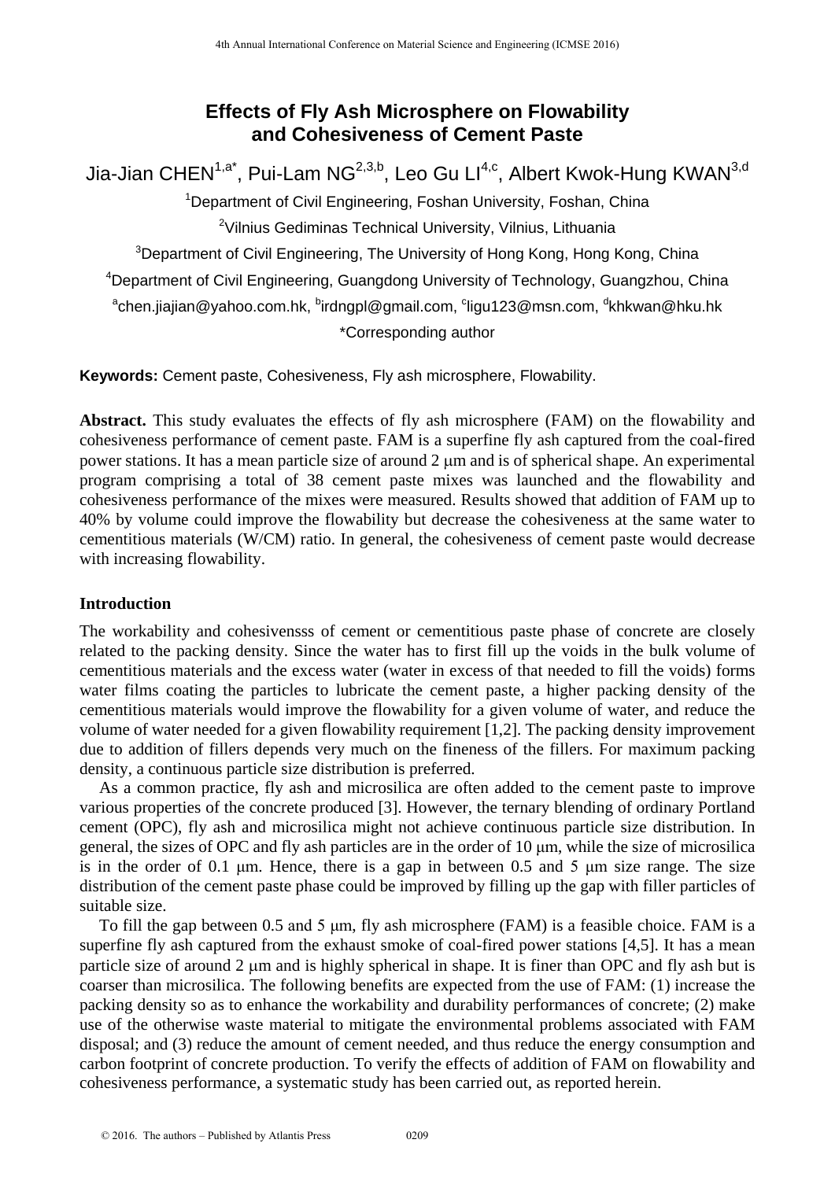# Effects of Fly Ash Microsphere on Flowability and Cohesiveness of Cement Paste

Jia-Jian CHEN[1,a*], Pui-Lam NG[2,3,b], Leo Gu LI[4,c], Albert Kwok-Hung KWAN[3,d]

[1]Department of Civil Engineering, Foshan University, Foshan, China

[2]Vilnius Gediminas Technical University, Vilnius, Lithuania

[3]Department of Civil Engineering, The University of Hong Kong, Hong Kong, China

[4]Department of Civil Engineering, Guangdong University of Technology, Guangzhou, China

[a]chen.jiajian@yahoo.com.hk, [b]irdngpl@gmail.com, [c]ligu123@msn.com, [d]khkwan@hku.hk

*Corresponding author

**Keywords:** Cement paste, Cohesiveness, Fly ash microsphere, Flowability.

**Abstract.** This study evaluates the effects of fly ash microsphere (FAM) on the flowability and cohesiveness performance of cement paste. FAM is a superfine fly ash captured from the coal-fired power stations. It has a mean particle size of around 2 μm and is of spherical shape. An experimental program comprising a total of 38 cement paste mixes was launched and the flowability and cohesiveness performance of the mixes were measured. Results showed that addition of FAM up to 40% by volume could improve the flowability but decrease the cohesiveness at the same water to cementitious materials (W/CM) ratio. In general, the cohesiveness of cement paste would decrease with increasing flowability.

## Introduction

The workability and cohesivensss of cement or cementitious paste phase of concrete are closely related to the packing density. Since the water has to first fill up the voids in the bulk volume of cementitious materials and the excess water (water in excess of that needed to fill the voids) forms water films coating the particles to lubricate the cement paste, a higher packing density of the cementitious materials would improve the flowability for a given volume of water, and reduce the volume of water needed for a given flowability requirement [1,2]. The packing density improvement due to addition of fillers depends very much on the fineness of the fillers. For maximum packing density, a continuous particle size distribution is preferred.

As a common practice, fly ash and microsilica are often added to the cement paste to improve various properties of the concrete produced [3]. However, the ternary blending of ordinary Portland cement (OPC), fly ash and microsilica might not achieve continuous particle size distribution. In general, the sizes of OPC and fly ash particles are in the order of 10 μm, while the size of microsilica is in the order of 0.1 μm. Hence, there is a gap in between 0.5 and 5 μm size range. The size distribution of the cement paste phase could be improved by filling up the gap with filler particles of suitable size.

To fill the gap between 0.5 and 5 μm, fly ash microsphere (FAM) is a feasible choice. FAM is a superfine fly ash captured from the exhaust smoke of coal-fired power stations [4,5]. It has a mean particle size of around 2 μm and is highly spherical in shape. It is finer than OPC and fly ash but is coarser than microsilica. The following benefits are expected from the use of FAM: (1) increase the packing density so as to enhance the workability and durability performances of concrete; (2) make use of the otherwise waste material to mitigate the environmental problems associated with FAM disposal; and (3) reduce the amount of cement needed, and thus reduce the energy consumption and carbon footprint of concrete production. To verify the effects of addition of FAM on flowability and cohesiveness performance, a systematic study has been carried out, as reported herein.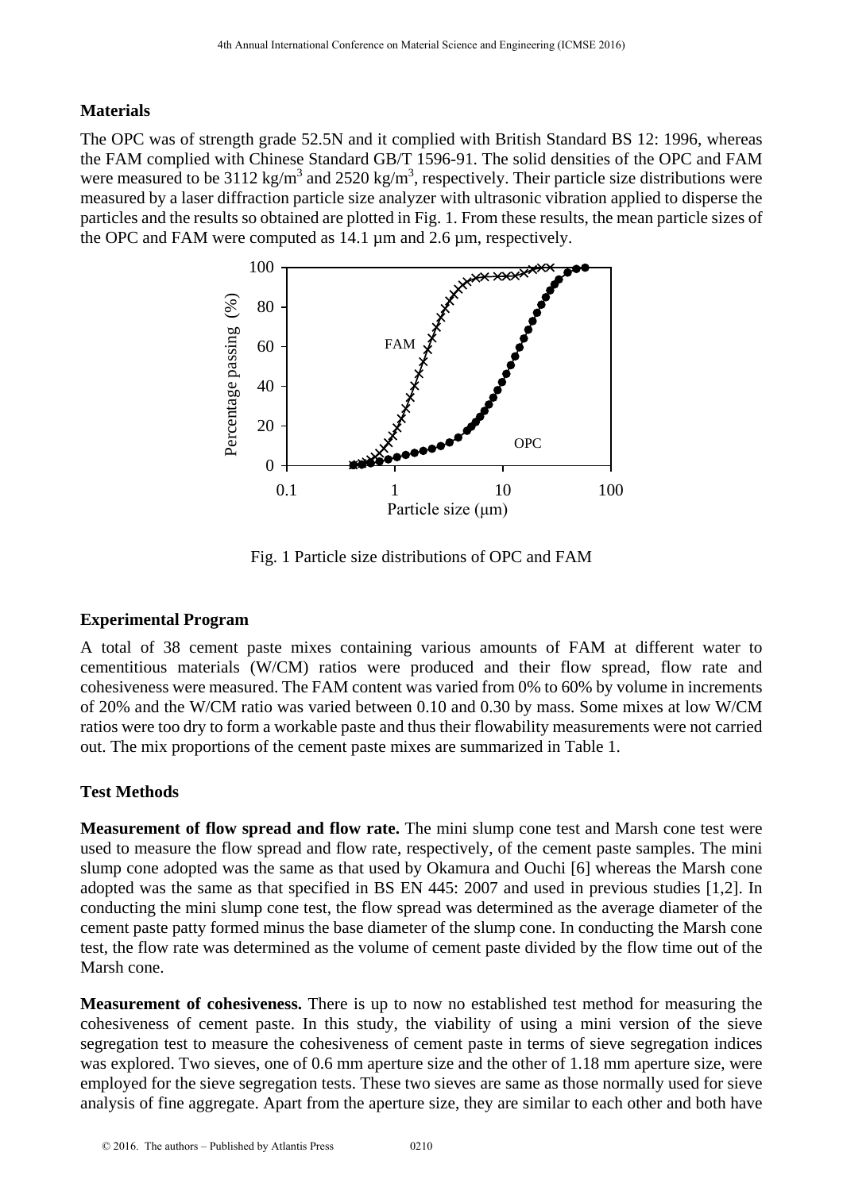## Materials

The OPC was of strength grade 52.5N and it complied with British Standard BS 12: 1996, whereas the FAM complied with Chinese Standard GB/T 1596-91. The solid densities of the OPC and FAM were measured to be 3112 $kg/m^3$ and 2520 $kg/m^3$, respectively. Their particle size distributions were measured by a laser diffraction particle size analyzer with ultrasonic vibration applied to disperse the particles and the results so obtained are plotted in Fig. 1. From these results, the mean particle sizes of the OPC and FAM were computed as 14.1 μm and 2.6 μm, respectively.

Fig. 1 Particle size distributions of OPC and FAM

## Experimental Program

A total of 38 cement paste mixes containing various amounts of FAM at different water to cementitious materials (W/CM) ratios were produced and their flow spread, flow rate and cohesiveness were measured. The FAM content was varied from 0% to 60% by volume in increments of 20% and the W/CM ratio was varied between 0.10 and 0.30 by mass. Some mixes at low W/CM ratios were too dry to form a workable paste and thus their flowability measurements were not carried out. The mix proportions of the cement paste mixes are summarized in Table 1.

## Test Methods

**Measurement of flow spread and flow rate.** The mini slump cone test and Marsh cone test were used to measure the flow spread and flow rate, respectively, of the cement paste samples. The mini slump cone adopted was the same as that used by Okamura and Ouchi [6] whereas the Marsh cone adopted was the same as that specified in BS EN 445: 2007 and used in previous studies [1,2]. In conducting the mini slump cone test, the flow spread was determined as the average diameter of the cement paste patty formed minus the base diameter of the slump cone. In conducting the Marsh cone test, the flow rate was determined as the volume of cement paste divided by the flow time out of the Marsh cone.

**Measurement of cohesiveness.** There is up to now no established test method for measuring the cohesiveness of cement paste. In this study, the viability of using a mini version of the sieve segregation test to measure the cohesiveness of cement paste in terms of sieve segregation indices was explored. Two sieves, one of 0.6 mm aperture size and the other of 1.18 mm aperture size, were employed for the sieve segregation tests. These two sieves are same as those normally used for sieve analysis of fine aggregate. Apart from the aperture size, they are similar to each other and both have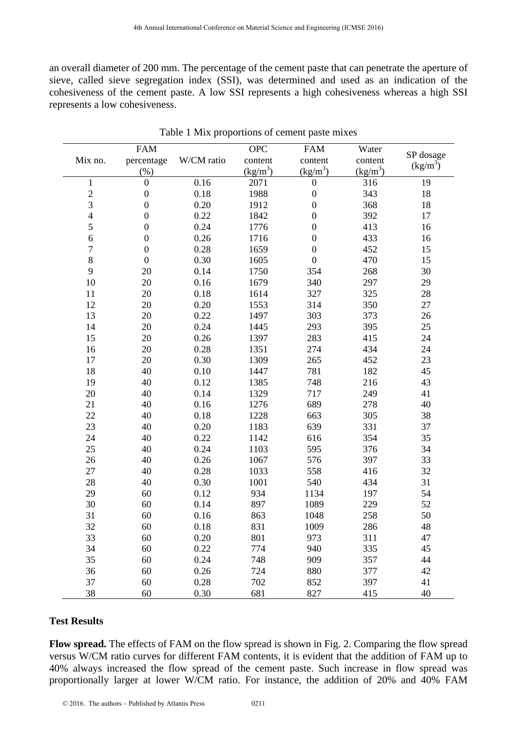an overall diameter of 200 mm. The percentage of the cement paste that can penetrate the aperture of sieve, called sieve segregation index (SSI), was determined and used as an indication of the cohesiveness of the cement paste. A low SSI represents a high cohesiveness whereas a high SSI represents a low cohesiveness.

Table 1 Mix proportions of cement paste mixes

| Mix no. | FAM percentage (%) | W/CM ratio | OPC content (kg/m$^3$) | FAM content (kg/m$^3$) | Water content (kg/m$^3$) | SP dosage (kg/m$^3$) |
|---|---|---|---|---|---|---|
| 1 | 0 | 0.16 | 2071 | 0 | 316 | 19 |
| 2 | 0 | 0.18 | 1988 | 0 | 343 | 18 |
| 3 | 0 | 0.20 | 1912 | 0 | 368 | 18 |
| 4 | 0 | 0.22 | 1842 | 0 | 392 | 17 |
| 5 | 0 | 0.24 | 1776 | 0 | 413 | 16 |
| 6 | 0 | 0.26 | 1716 | 0 | 433 | 16 |
| 7 | 0 | 0.28 | 1659 | 0 | 452 | 15 |
| 8 | 0 | 0.30 | 1605 | 0 | 470 | 15 |
| 9 | 20 | 0.14 | 1750 | 354 | 268 | 30 |
| 10 | 20 | 0.16 | 1679 | 340 | 297 | 29 |
| 11 | 20 | 0.18 | 1614 | 327 | 325 | 28 |
| 12 | 20 | 0.20 | 1553 | 314 | 350 | 27 |
| 13 | 20 | 0.22 | 1497 | 303 | 373 | 26 |
| 14 | 20 | 0.24 | 1445 | 293 | 395 | 25 |
| 15 | 20 | 0.26 | 1397 | 283 | 415 | 24 |
| 16 | 20 | 0.28 | 1351 | 274 | 434 | 24 |
| 17 | 20 | 0.30 | 1309 | 265 | 452 | 23 |
| 18 | 40 | 0.10 | 1447 | 781 | 182 | 45 |
| 19 | 40 | 0.12 | 1385 | 748 | 216 | 43 |
| 20 | 40 | 0.14 | 1329 | 717 | 249 | 41 |
| 21 | 40 | 0.16 | 1276 | 689 | 278 | 40 |
| 22 | 40 | 0.18 | 1228 | 663 | 305 | 38 |
| 23 | 40 | 0.20 | 1183 | 639 | 331 | 37 |
| 24 | 40 | 0.22 | 1142 | 616 | 354 | 35 |
| 25 | 40 | 0.24 | 1103 | 595 | 376 | 34 |
| 26 | 40 | 0.26 | 1067 | 576 | 397 | 33 |
| 27 | 40 | 0.28 | 1033 | 558 | 416 | 32 |
| 28 | 40 | 0.30 | 1001 | 540 | 434 | 31 |
| 29 | 60 | 0.12 | 934 | 1134 | 197 | 54 |
| 30 | 60 | 0.14 | 897 | 1089 | 229 | 52 |
| 31 | 60 | 0.16 | 863 | 1048 | 258 | 50 |
| 32 | 60 | 0.18 | 831 | 1009 | 286 | 48 |
| 33 | 60 | 0.20 | 801 | 973 | 311 | 47 |
| 34 | 60 | 0.22 | 774 | 940 | 335 | 45 |
| 35 | 60 | 0.24 | 748 | 909 | 357 | 44 |
| 36 | 60 | 0.26 | 724 | 880 | 377 | 42 |
| 37 | 60 | 0.28 | 702 | 852 | 397 | 41 |
| 38 | 60 | 0.30 | 681 | 827 | 415 | 40 |

## Test Results

**Flow spread.** The effects of FAM on the flow spread is shown in Fig. 2. Comparing the flow spread versus W/CM ratio curves for different FAM contents, it is evident that the addition of FAM up to 40% always increased the flow spread of the cement paste. Such increase in flow spread was proportionally larger at lower W/CM ratio. For instance, the addition of 20% and 40% FAM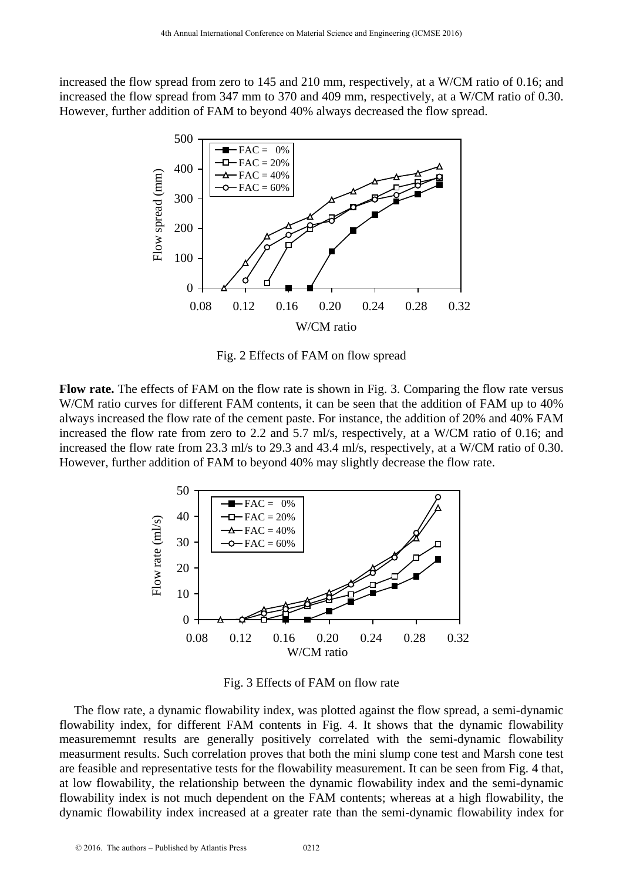increased the flow spread from zero to 145 and 210 mm, respectively, at a W/CM ratio of 0.16; and increased the flow spread from 347 mm to 370 and 409 mm, respectively, at a W/CM ratio of 0.30. However, further addition of FAM to beyond 40% always decreased the flow spread.

Fig. 2 Effects of FAM on flow spread

**Flow rate.** The effects of FAM on the flow rate is shown in Fig. 3. Comparing the flow rate versus W/CM ratio curves for different FAM contents, it can be seen that the addition of FAM up to 40% always increased the flow rate of the cement paste. For instance, the addition of 20% and 40% FAM increased the flow rate from zero to 2.2 and 5.7 ml/s, respectively, at a W/CM ratio of 0.16; and increased the flow rate from 23.3 ml/s to 29.3 and 43.4 ml/s, respectively, at a W/CM ratio of 0.30. However, further addition of FAM to beyond 40% may slightly decrease the flow rate.

Fig. 3 Effects of FAM on flow rate

The flow rate, a dynamic flowability index, was plotted against the flow spread, a semi-dynamic flowability index, for different FAM contents in Fig. 4. It shows that the dynamic flowability measurememnt results are generally positively correlated with the semi-dynamic flowability measurment results. Such correlation proves that both the mini slump cone test and Marsh cone test are feasible and representative tests for the flowability measurement. It can be seen from Fig. 4 that, at low flowability, the relationship between the dynamic flowability index and the semi-dynamic flowability index is not much dependent on the FAM contents; whereas at a high flowability, the dynamic flowability index increased at a greater rate than the semi-dynamic flowability index for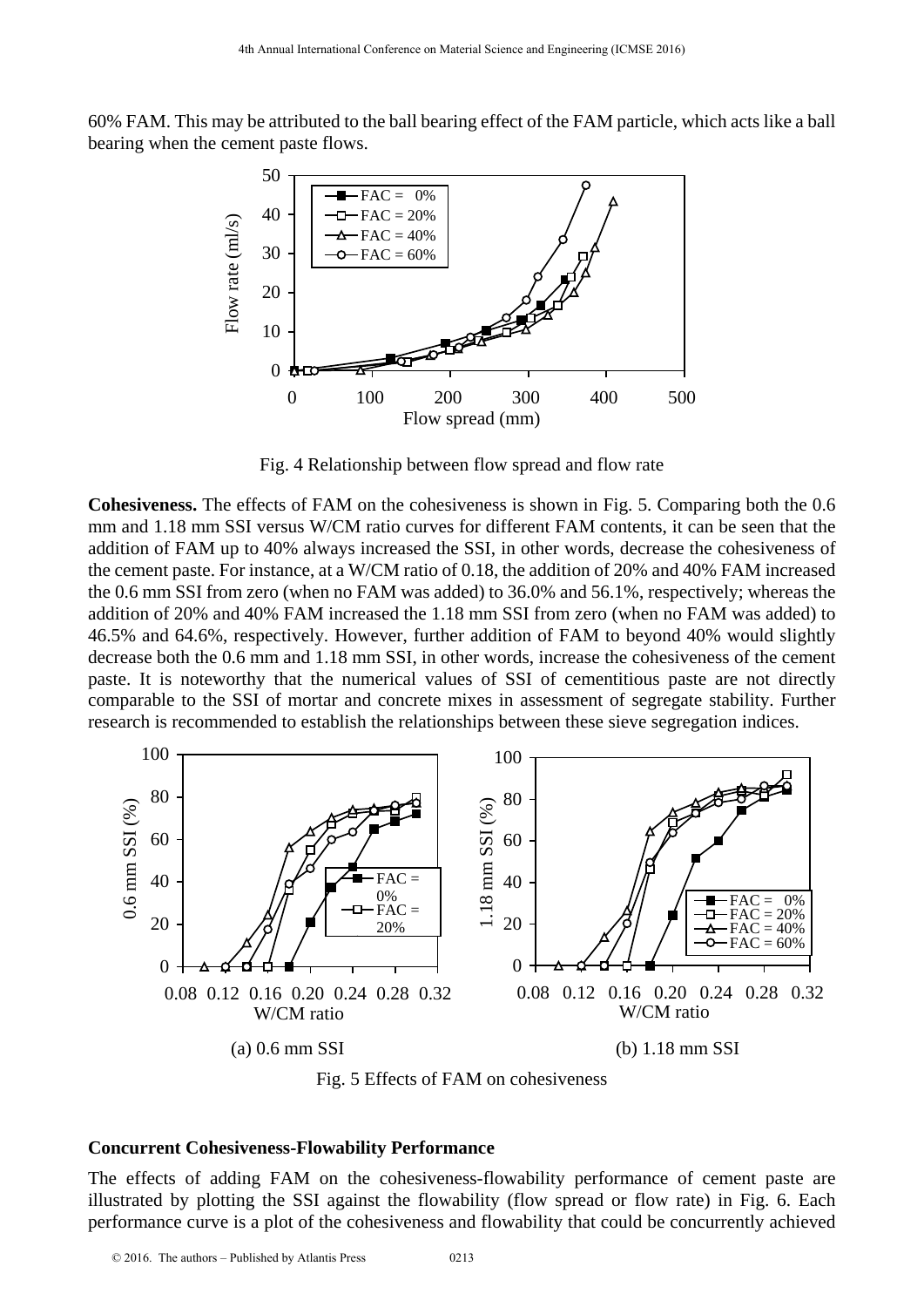60% FAM. This may be attributed to the ball bearing effect of the FAM particle, which acts like a ball bearing when the cement paste flows.

Fig. 4 Relationship between flow spread and flow rate

**Cohesiveness.** The effects of FAM on the cohesiveness is shown in Fig. 5. Comparing both the 0.6 mm and 1.18 mm SSI versus W/CM ratio curves for different FAM contents, it can be seen that the addition of FAM up to 40% always increased the SSI, in other words, decrease the cohesiveness of the cement paste. For instance, at a W/CM ratio of 0.18, the addition of 20% and 40% FAM increased the 0.6 mm SSI from zero (when no FAM was added) to 36.0% and 56.1%, respectively; whereas the addition of 20% and 40% FAM increased the 1.18 mm SSI from zero (when no FAM was added) to 46.5% and 64.6%, respectively. However, further addition of FAM to beyond 40% would slightly decrease both the 0.6 mm and 1.18 mm SSI, in other words, increase the cohesiveness of the cement paste. It is noteworthy that the numerical values of SSI of cementitious paste are not directly comparable to the SSI of mortar and concrete mixes in assessment of segregate stability. Further research is recommended to establish the relationships between these sieve segregation indices.

(a) 0.6 mm SSI

(b) 1.18 mm SSI

Fig. 5 Effects of FAM on cohesiveness

## Concurrent Cohesiveness-Flowability Performance

The effects of adding FAM on the cohesiveness-flowability performance of cement paste are illustrated by plotting the SSI against the flowability (flow spread or flow rate) in Fig. 6. Each performance curve is a plot of the cohesiveness and flowability that could be concurrently achieved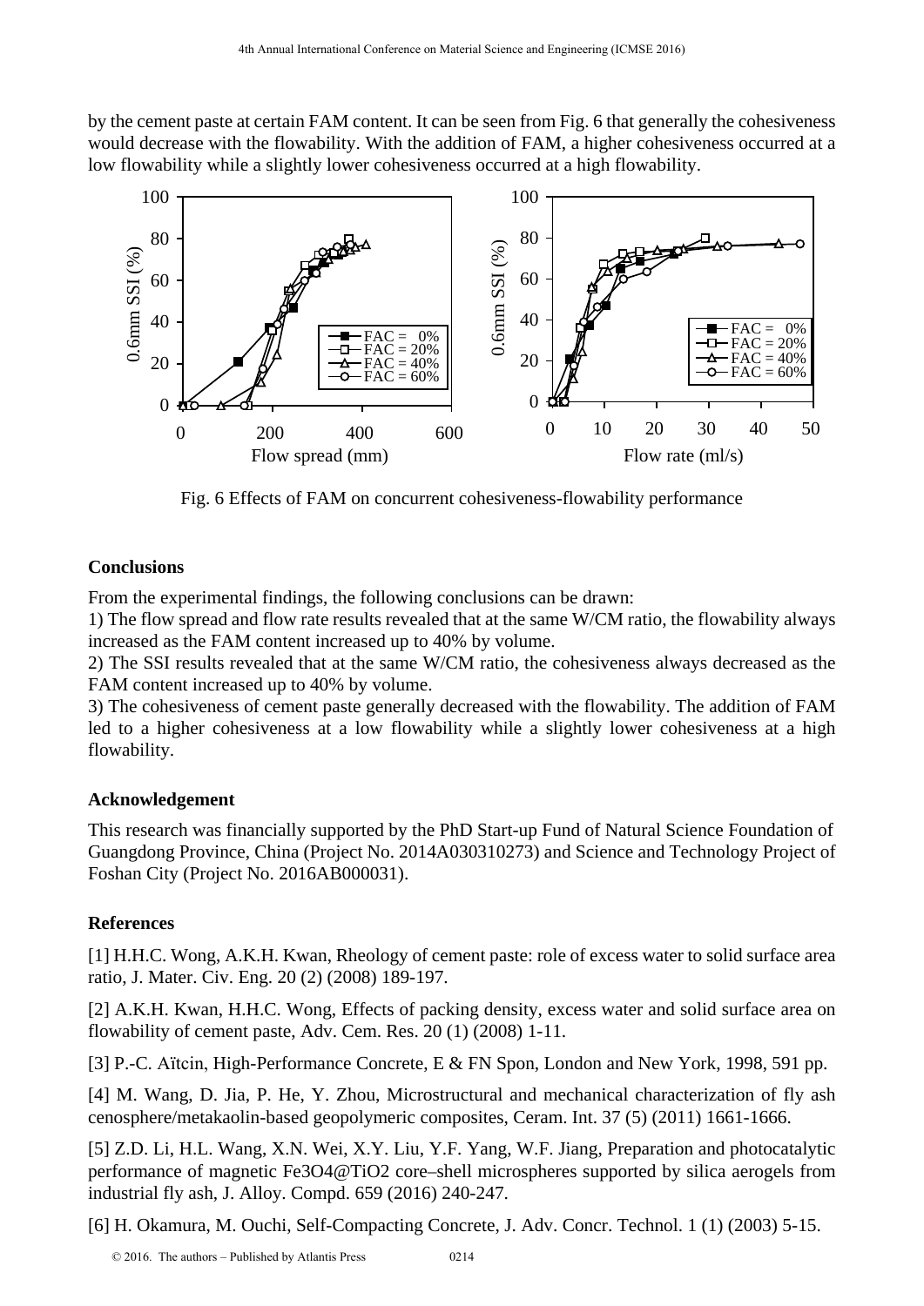by the cement paste at certain FAM content. It can be seen from Fig. 6 that generally the cohesiveness would decrease with the flowability. With the addition of FAM, a higher cohesiveness occurred at a low flowability while a slightly lower cohesiveness occurred at a high flowability.

0.6mm SSI (%)
100
80
60
40
20
0
0 200 400 600
Flow spread (mm)
FAC = 0%
FAC = 20%
FAC = 40%
FAC = 60%

0.6mm SSI (%)
100
80
60
40
20
0
0 10 20 30 40 50
Flow rate (ml/s)
FAC = 0%
FAC = 20%
FAC = 40%
FAC = 60%

Fig. 6 Effects of FAM on concurrent cohesiveness-flowability performance

## Conclusions

From the experimental findings, the following conclusions can be drawn:

1) The flow spread and flow rate results revealed that at the same W/CM ratio, the flowability always increased as the FAM content increased up to 40% by volume.

2) The SSI results revealed that at the same W/CM ratio, the cohesiveness always decreased as the FAM content increased up to 40% by volume.

3) The cohesiveness of cement paste generally decreased with the flowability. The addition of FAM led to a higher cohesiveness at a low flowability while a slightly lower cohesiveness at a high flowability.

## Acknowledgement

This research was financially supported by the PhD Start-up Fund of Natural Science Foundation of Guangdong Province, China (Project No. 2014A030310273) and Science and Technology Project of Foshan City (Project No. 2016AB000031).

## References

[1] H.H.C. Wong, A.K.H. Kwan, Rheology of cement paste: role of excess water to solid surface area ratio, J. Mater. Civ. Eng. 20 (2) (2008) 189-197.

[2] A.K.H. Kwan, H.H.C. Wong, Effects of packing density, excess water and solid surface area on flowability of cement paste, Adv. Cem. Res. 20 (1) (2008) 1-11.

[3] P.-C. Aïtcin, High-Performance Concrete, E & FN Spon, London and New York, 1998, 591 pp.

[4] M. Wang, D. Jia, P. He, Y. Zhou, Microstructural and mechanical characterization of fly ash cenosphere/metakaolin-based geopolymeric composites, Ceram. Int. 37 (5) (2011) 1661-1666.

[5] Z.D. Li, H.L. Wang, X.N. Wei, X.Y. Liu, Y.F. Yang, W.F. Jiang, Preparation and photocatalytic performance of magnetic Fe3O4@TiO2 core–shell microspheres supported by silica aerogels from industrial fly ash, J. Alloy. Compd. 659 (2016) 240-247.

[6] H. Okamura, M. Ouchi, Self-Compacting Concrete, J. Adv. Concr. Technol. 1 (1) (2003) 5-15.